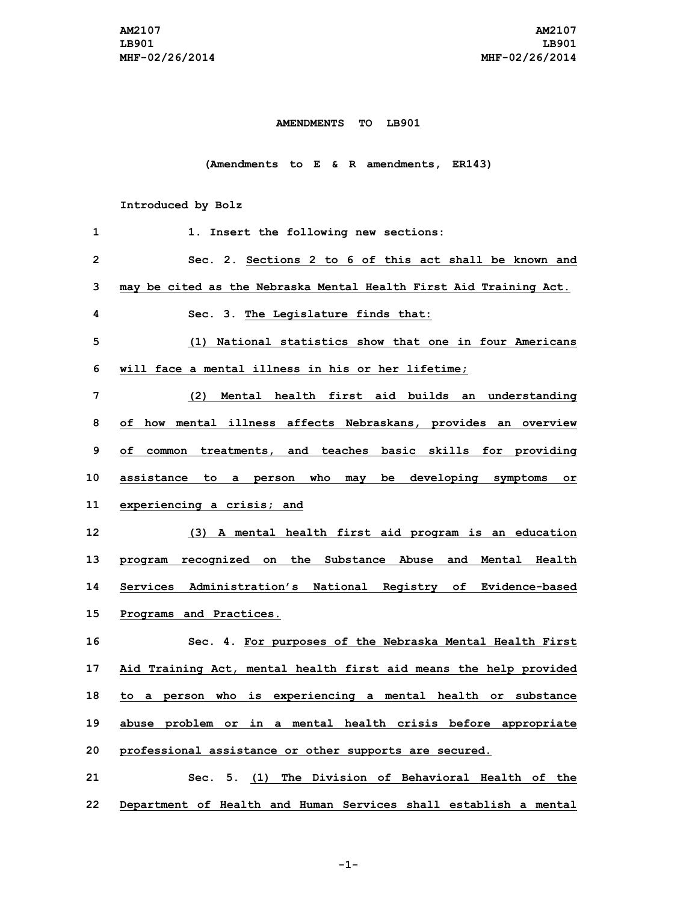# AMENDMENTS TO LB901

(Amendments to E & R amendments, ER143)

Introduced by Bolz

1. Insert the following new sections:

Sec. 2. Sections 2 to 6 of this act shall be known and may be cited as the Nebraska Mental Health First Aid Training Act.

Sec. 3. The Legislature finds that:

(1) National statistics show that one in four Americans will face a mental illness in his or her lifetime;

(2) Mental health first aid builds an understanding of how mental illness affects Nebraskans, provides an overview of common treatments, and teaches basic skills for providing assistance to a person who may be developing symptoms or experiencing a crisis; and

(3) A mental health first aid program is an education program recognized on the Substance Abuse and Mental Health Services Administration's National Registry of Evidence-based Programs and Practices.

Sec. 4. For purposes of the Nebraska Mental Health First Aid Training Act, mental health first aid means the help provided to a person who is experiencing a mental health or substance abuse problem or in a mental health crisis before appropriate professional assistance or other supports are secured.

Sec. 5. (1) The Division of Behavioral Health of the Department of Health and Human Services shall establish a mental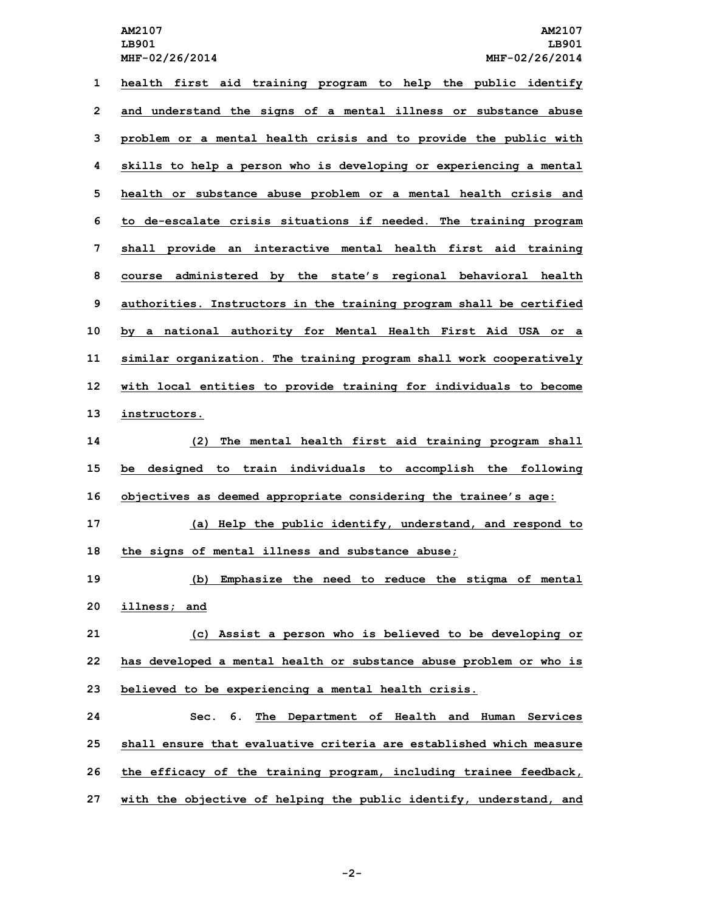health first aid training program to help the public identify and understand the signs of a mental illness or substance abuse problem or a mental health crisis and to provide the public with skills to help a person who is developing or experiencing a mental health or substance abuse problem or a mental health crisis and to de-escalate crisis situations if needed. The training program shall provide an interactive mental health first aid training course administered by the state's regional behavioral health authorities. Instructors in the training program shall be certified by a national authority for Mental Health First Aid USA or a similar organization. The training program shall work cooperatively with local entities to provide training for individuals to become instructors.

(2) The mental health first aid training program shall be designed to train individuals to accomplish the following objectives as deemed appropriate considering the trainee's age:

(a) Help the public identify, understand, and respond to the signs of mental illness and substance abuse;

(b) Emphasize the need to reduce the stigma of mental illness; and

(c) Assist a person who is believed to be developing or has developed a mental health or substance abuse problem or who is believed to be experiencing a mental health crisis.

Sec. 6. The Department of Health and Human Services shall ensure that evaluative criteria are established which measure the efficacy of the training program, including trainee feedback, with the objective of helping the public identify, understand, and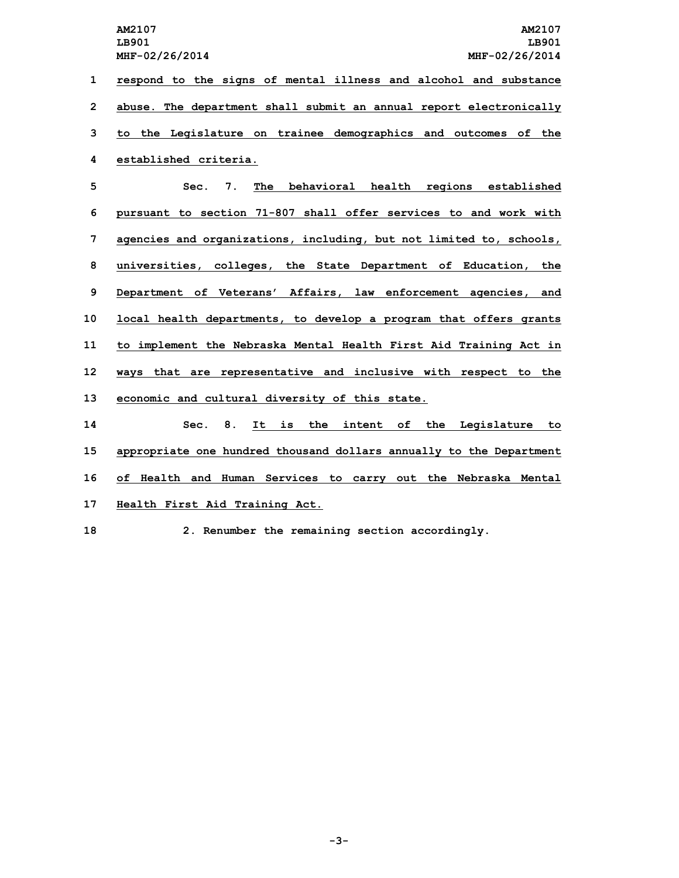respond to the signs of mental illness and alcohol and substance abuse. The department shall submit an annual report electronically to the Legislature on trainee demographics and outcomes of the established criteria.

Sec. 7. The behavioral health regions established pursuant to section 71-807 shall offer services to and work with agencies and organizations, including, but not limited to, schools, universities, colleges, the State Department of Education, the Department of Veterans' Affairs, law enforcement agencies, and local health departments, to develop a program that offers grants to implement the Nebraska Mental Health First Aid Training Act in ways that are representative and inclusive with respect to the economic and cultural diversity of this state.

Sec. 8. It is the intent of the Legislature to appropriate one hundred thousand dollars annually to the Department of Health and Human Services to carry out the Nebraska Mental Health First Aid Training Act.

2. Renumber the remaining section accordingly.